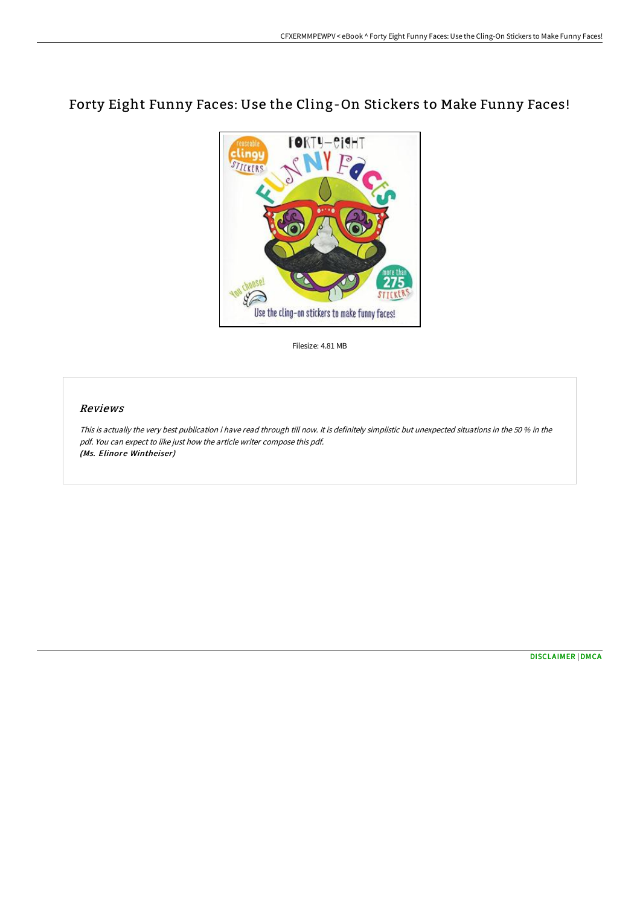# Forty Eight Funny Faces: Use the Cling-On Stickers to Make Funny Faces!

Filesize: 4.81 MB

## Reviews

*This is actually the very best publication i have read through till now. It is definitely simplistic but unexpected situations in the 50 % in the pdf. You can expect to like just how the article writer compose this pdf.*
***(Ms. Elinore Wintheiser)***

DISCLAIMER | DMCA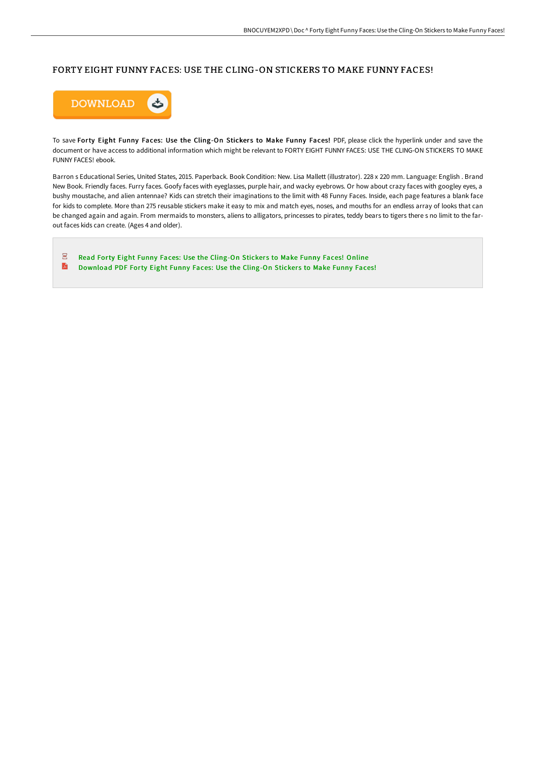# FORTY EIGHT FUNNY FACES: USE THE CLING-ON STICKERS TO MAKE FUNNY FACES!

DOWNLOAD

To save **Forty Eight Funny Faces: Use the Cling-On Stickers to Make Funny Faces!** PDF, please click the hyperlink under and save the document or have access to additional information which might be relevant to FORTY EIGHT FUNNY FACES: USE THE CLING-ON STICKERS TO MAKE FUNNY FACES! ebook.

Barron s Educational Series, United States, 2015. Paperback. Book Condition: New. Lisa Mallett (illustrator). 228 x 220 mm. Language: English . Brand New Book. Friendly faces. Furry faces. Goofy faces with eyeglasses, purple hair, and wacky eyebrows. Or how about crazy faces with googley eyes, a bushy moustache, and alien antennae? Kids can stretch their imaginations to the limit with 48 Funny Faces. Inside, each page features a blank face for kids to complete. More than 275 reusable stickers make it easy to mix and match eyes, noses, and mouths for an endless array of looks that can be changed again and again. From mermaids to monsters, aliens to alligators, princesses to pirates, teddy bears to tigers there s no limit to the far-out faces kids can create. (Ages 4 and older).

- Read Forty Eight Funny Faces: Use the Cling-On Stickers to Make Funny Faces! Online
- Download PDF Forty Eight Funny Faces: Use the Cling-On Stickers to Make Funny Faces!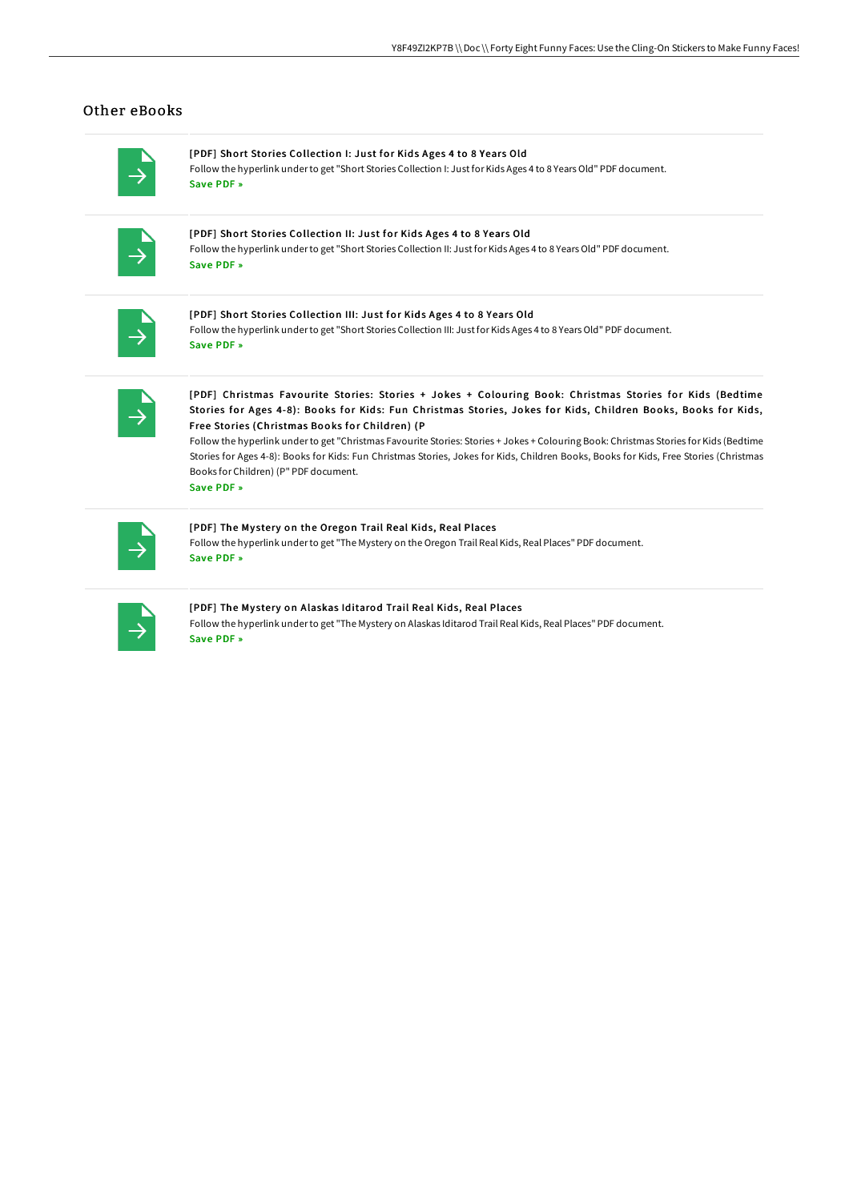## Other eBooks

**[PDF] Short Stories Collection I: Just for Kids Ages 4 to 8 Years Old**
Follow the hyperlink under to get "Short Stories Collection I: Just for Kids Ages 4 to 8 Years Old" PDF document.
Save PDF »

**[PDF] Short Stories Collection II: Just for Kids Ages 4 to 8 Years Old**
Follow the hyperlink under to get "Short Stories Collection II: Just for Kids Ages 4 to 8 Years Old" PDF document.
Save PDF »

**[PDF] Short Stories Collection III: Just for Kids Ages 4 to 8 Years Old**
Follow the hyperlink under to get "Short Stories Collection III: Just for Kids Ages 4 to 8 Years Old" PDF document.
Save PDF »

**[PDF] Christmas Favourite Stories: Stories + Jokes + Colouring Book: Christmas Stories for Kids (Bedtime Stories for Ages 4-8): Books for Kids: Fun Christmas Stories, Jokes for Kids, Children Books, Books for Kids, Free Stories (Christmas Books for Children) (P**
Follow the hyperlink under to get "Christmas Favourite Stories: Stories + Jokes + Colouring Book: Christmas Stories for Kids (Bedtime Stories for Ages 4-8): Books for Kids: Fun Christmas Stories, Jokes for Kids, Children Books, Books for Kids, Free Stories (Christmas Books for Children) (P" PDF document.
Save PDF »

**[PDF] The Mystery on the Oregon Trail Real Kids, Real Places**
Follow the hyperlink under to get "The Mystery on the Oregon Trail Real Kids, Real Places" PDF document.
Save PDF »

**[PDF] The Mystery on Alaskas Iditarod Trail Real Kids, Real Places**
Follow the hyperlink under to get "The Mystery on Alaskas Iditarod Trail Real Kids, Real Places" PDF document.
Save PDF »